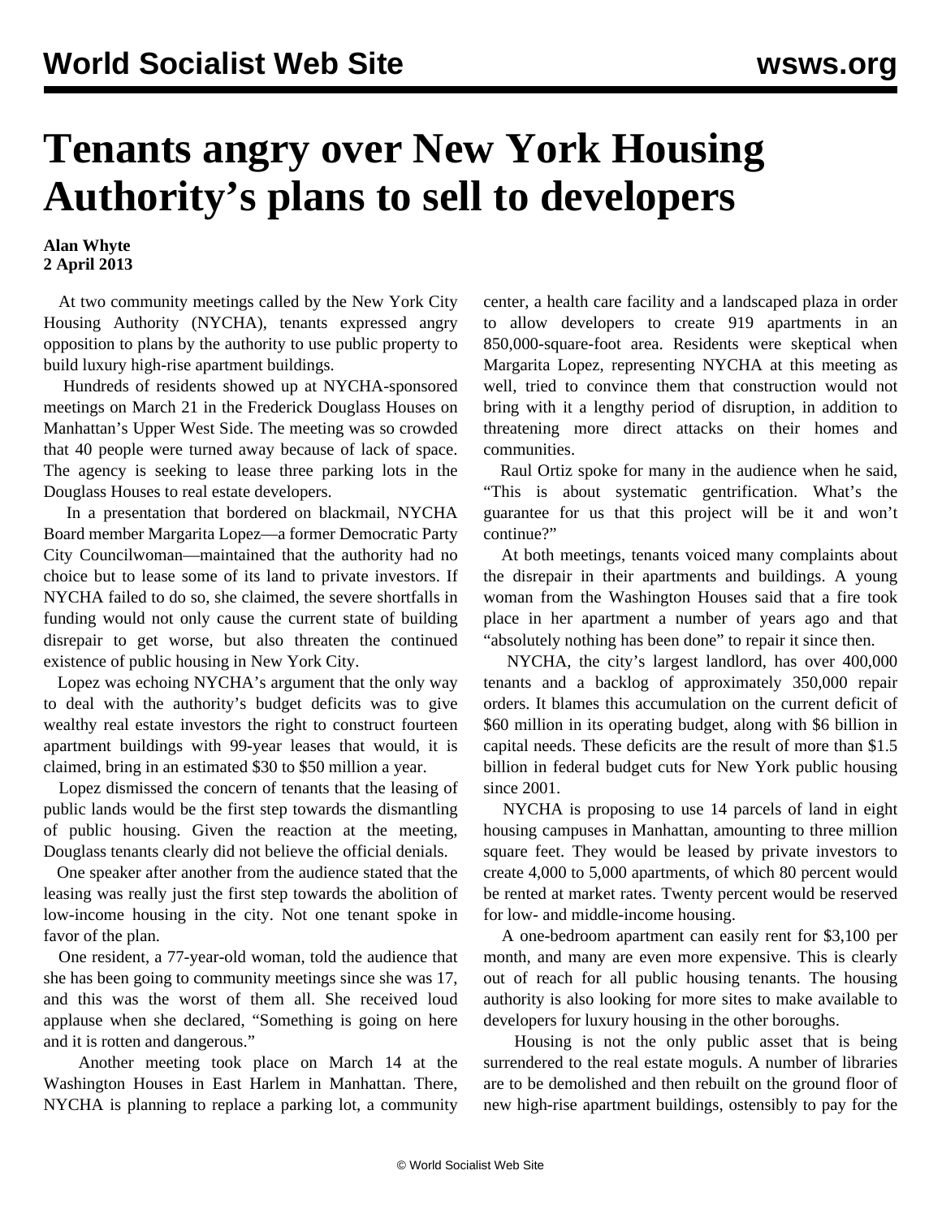# Tenants angry over New York Housing Authority's plans to sell to developers

**Alan Whyte**
**2 April 2013**

At two community meetings called by the New York City Housing Authority (NYCHA), tenants expressed angry opposition to plans by the authority to use public property to build luxury high-rise apartment buildings.

Hundreds of residents showed up at NYCHA-sponsored meetings on March 21 in the Frederick Douglass Houses on Manhattan's Upper West Side. The meeting was so crowded that 40 people were turned away because of lack of space. The agency is seeking to lease three parking lots in the Douglass Houses to real estate developers.

In a presentation that bordered on blackmail, NYCHA Board member Margarita Lopez—a former Democratic Party City Councilwoman—maintained that the authority had no choice but to lease some of its land to private investors. If NYCHA failed to do so, she claimed, the severe shortfalls in funding would not only cause the current state of building disrepair to get worse, but also threaten the continued existence of public housing in New York City.

Lopez was echoing NYCHA's argument that the only way to deal with the authority's budget deficits was to give wealthy real estate investors the right to construct fourteen apartment buildings with 99-year leases that would, it is claimed, bring in an estimated $30 to $50 million a year.

Lopez dismissed the concern of tenants that the leasing of public lands would be the first step towards the dismantling of public housing. Given the reaction at the meeting, Douglass tenants clearly did not believe the official denials.

One speaker after another from the audience stated that the leasing was really just the first step towards the abolition of low-income housing in the city. Not one tenant spoke in favor of the plan.

One resident, a 77-year-old woman, told the audience that she has been going to community meetings since she was 17, and this was the worst of them all. She received loud applause when she declared, "Something is going on here and it is rotten and dangerous."

Another meeting took place on March 14 at the Washington Houses in East Harlem in Manhattan. There, NYCHA is planning to replace a parking lot, a community center, a health care facility and a landscaped plaza in order to allow developers to create 919 apartments in an 850,000-square-foot area. Residents were skeptical when Margarita Lopez, representing NYCHA at this meeting as well, tried to convince them that construction would not bring with it a lengthy period of disruption, in addition to threatening more direct attacks on their homes and communities.

Raul Ortiz spoke for many in the audience when he said, "This is about systematic gentrification. What's the guarantee for us that this project will be it and won't continue?"

At both meetings, tenants voiced many complaints about the disrepair in their apartments and buildings. A young woman from the Washington Houses said that a fire took place in her apartment a number of years ago and that "absolutely nothing has been done" to repair it since then.

NYCHA, the city's largest landlord, has over 400,000 tenants and a backlog of approximately 350,000 repair orders. It blames this accumulation on the current deficit of $60 million in its operating budget, along with $6 billion in capital needs. These deficits are the result of more than $1.5 billion in federal budget cuts for New York public housing since 2001.

NYCHA is proposing to use 14 parcels of land in eight housing campuses in Manhattan, amounting to three million square feet. They would be leased by private investors to create 4,000 to 5,000 apartments, of which 80 percent would be rented at market rates. Twenty percent would be reserved for low- and middle-income housing.

A one-bedroom apartment can easily rent for $3,100 per month, and many are even more expensive. This is clearly out of reach for all public housing tenants. The housing authority is also looking for more sites to make available to developers for luxury housing in the other boroughs.

Housing is not the only public asset that is being surrendered to the real estate moguls. A number of libraries are to be demolished and then rebuilt on the ground floor of new high-rise apartment buildings, ostensibly to pay for the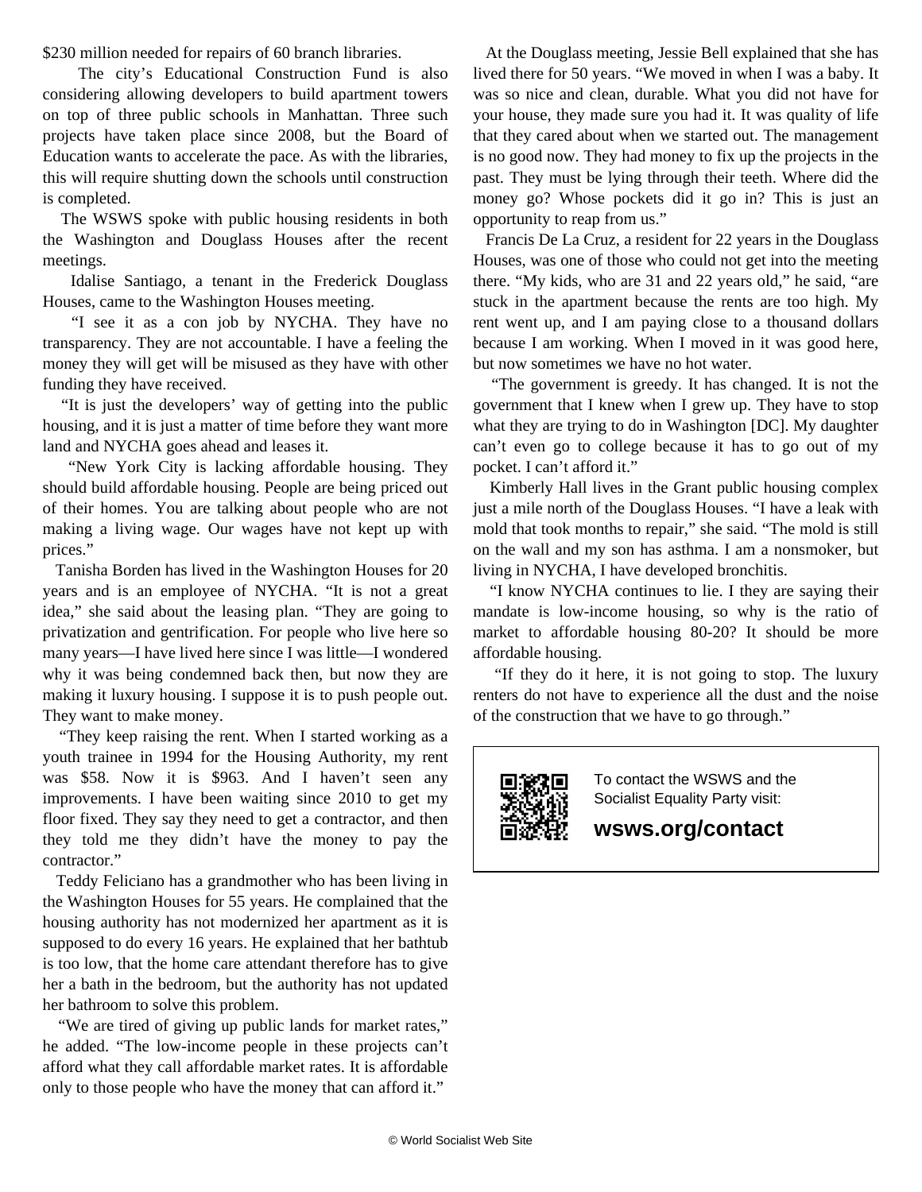$230 million needed for repairs of 60 branch libraries.

The city's Educational Construction Fund is also considering allowing developers to build apartment towers on top of three public schools in Manhattan. Three such projects have taken place since 2008, but the Board of Education wants to accelerate the pace. As with the libraries, this will require shutting down the schools until construction is completed.

The WSWS spoke with public housing residents in both the Washington and Douglass Houses after the recent meetings.

Idalise Santiago, a tenant in the Frederick Douglass Houses, came to the Washington Houses meeting.

"I see it as a con job by NYCHA. They have no transparency. They are not accountable. I have a feeling the money they will get will be misused as they have with other funding they have received.

"It is just the developers' way of getting into the public housing, and it is just a matter of time before they want more land and NYCHA goes ahead and leases it.

"New York City is lacking affordable housing. They should build affordable housing. People are being priced out of their homes. You are talking about people who are not making a living wage. Our wages have not kept up with prices."

Tanisha Borden has lived in the Washington Houses for 20 years and is an employee of NYCHA. "It is not a great idea," she said about the leasing plan. "They are going to privatization and gentrification. For people who live here so many years—I have lived here since I was little—I wondered why it was being condemned back then, but now they are making it luxury housing. I suppose it is to push people out. They want to make money.

"They keep raising the rent. When I started working as a youth trainee in 1994 for the Housing Authority, my rent was $58. Now it is $963. And I haven't seen any improvements. I have been waiting since 2010 to get my floor fixed. They say they need to get a contractor, and then they told me they didn't have the money to pay the contractor."

Teddy Feliciano has a grandmother who has been living in the Washington Houses for 55 years. He complained that the housing authority has not modernized her apartment as it is supposed to do every 16 years. He explained that her bathtub is too low, that the home care attendant therefore has to give her a bath in the bedroom, but the authority has not updated her bathroom to solve this problem.

"We are tired of giving up public lands for market rates," he added. "The low-income people in these projects can't afford what they call affordable market rates. It is affordable only to those people who have the money that can afford it."

At the Douglass meeting, Jessie Bell explained that she has lived there for 50 years. "We moved in when I was a baby. It was so nice and clean, durable. What you did not have for your house, they made sure you had it. It was quality of life that they cared about when we started out. The management is no good now. They had money to fix up the projects in the past. They must be lying through their teeth. Where did the money go? Whose pockets did it go in? This is just an opportunity to reap from us."

Francis De La Cruz, a resident for 22 years in the Douglass Houses, was one of those who could not get into the meeting there. "My kids, who are 31 and 22 years old," he said, "are stuck in the apartment because the rents are too high. My rent went up, and I am paying close to a thousand dollars because I am working. When I moved in it was good here, but now sometimes we have no hot water.

"The government is greedy. It has changed. It is not the government that I knew when I grew up. They have to stop what they are trying to do in Washington [DC]. My daughter can't even go to college because it has to go out of my pocket. I can't afford it."

Kimberly Hall lives in the Grant public housing complex just a mile north of the Douglass Houses. "I have a leak with mold that took months to repair," she said. "The mold is still on the wall and my son has asthma. I am a nonsmoker, but living in NYCHA, I have developed bronchitis.

"I know NYCHA continues to lie. I they are saying their mandate is low-income housing, so why is the ratio of market to affordable housing 80-20? It should be more affordable housing.

"If they do it here, it is not going to stop. The luxury renters do not have to experience all the dust and the noise of the construction that we have to go through."

To contact the WSWS and the Socialist Equality Party visit:

**wsws.org/contact**